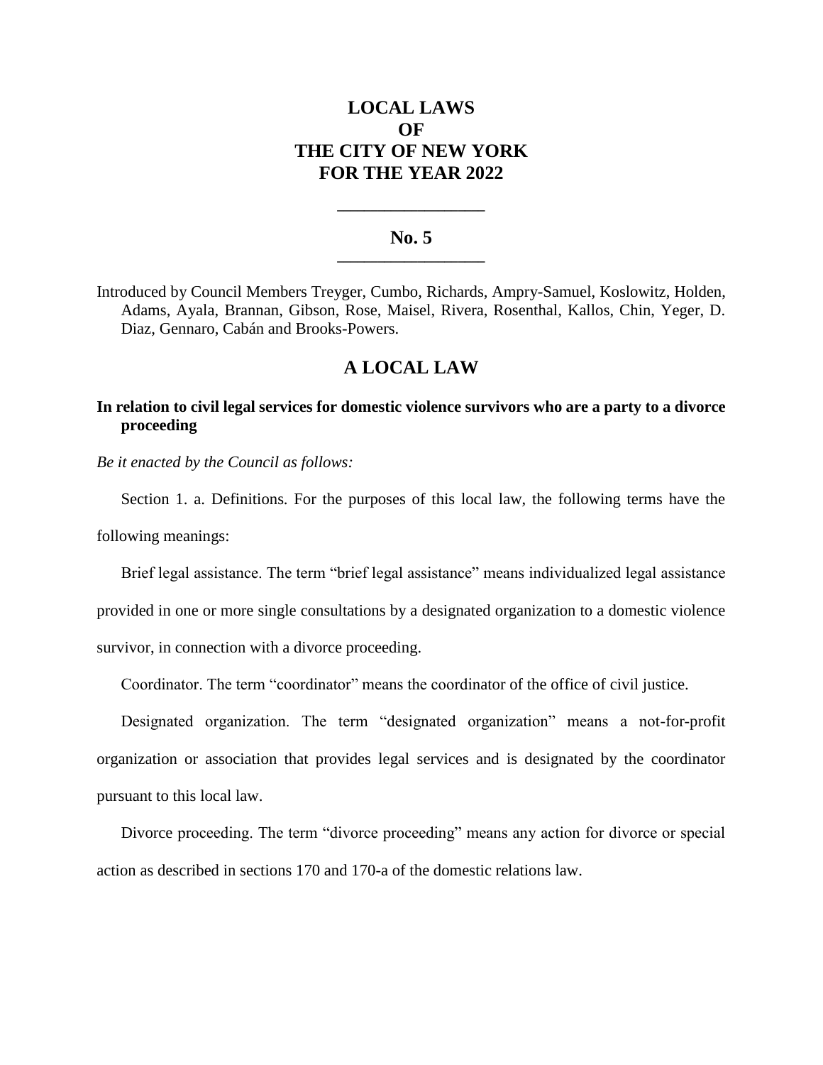# LOCAL LAWS
# OF
# THE CITY OF NEW YORK
# FOR THE YEAR 2022

---

## No. 5

---

Introduced by Council Members Treyger, Cumbo, Richards, Ampry-Samuel, Koslowitz, Holden, Adams, Ayala, Brannan, Gibson, Rose, Maisel, Rivera, Rosenthal, Kallos, Chin, Yeger, D. Diaz, Gennaro, Cabán and Brooks-Powers.

## A LOCAL LAW

**In relation to civil legal services for domestic violence survivors who are a party to a divorce proceeding**

*Be it enacted by the Council as follows:*

Section 1. a. Definitions. For the purposes of this local law, the following terms have the following meanings:

Brief legal assistance. The term "brief legal assistance" means individualized legal assistance provided in one or more single consultations by a designated organization to a domestic violence survivor, in connection with a divorce proceeding.

Coordinator. The term "coordinator" means the coordinator of the office of civil justice.

Designated organization. The term "designated organization" means a not-for-profit organization or association that provides legal services and is designated by the coordinator pursuant to this local law.

Divorce proceeding. The term "divorce proceeding" means any action for divorce or special action as described in sections 170 and 170-a of the domestic relations law.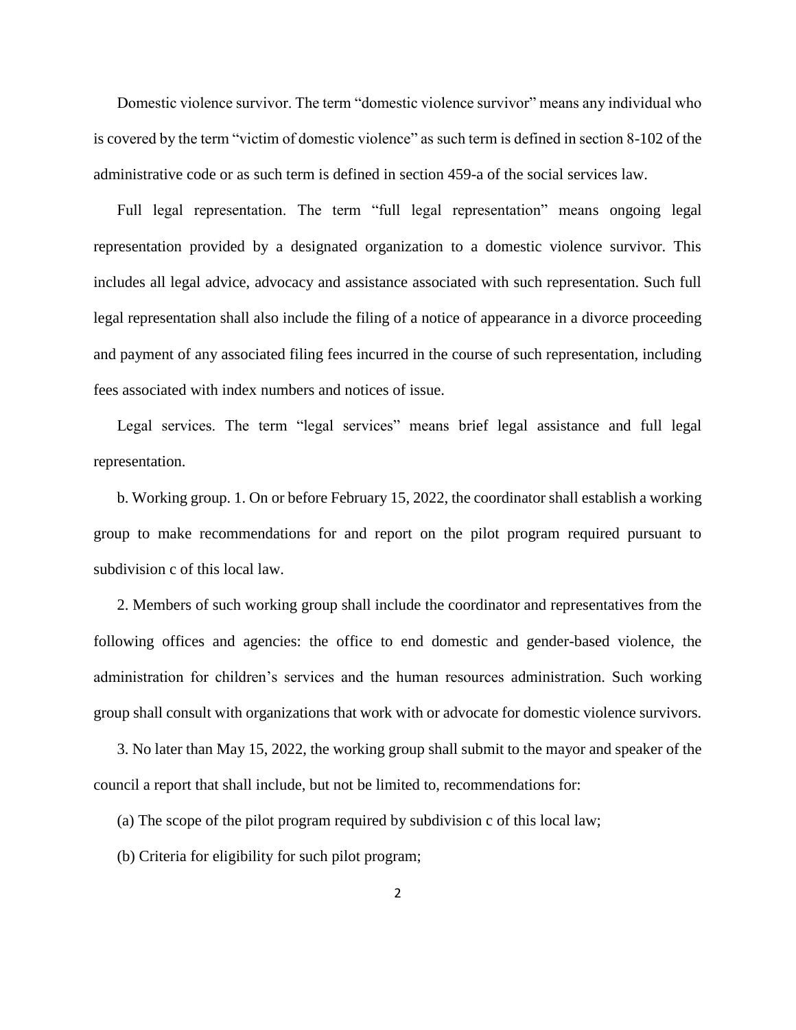Domestic violence survivor. The term "domestic violence survivor" means any individual who is covered by the term "victim of domestic violence" as such term is defined in section 8-102 of the administrative code or as such term is defined in section 459-a of the social services law.

Full legal representation. The term "full legal representation" means ongoing legal representation provided by a designated organization to a domestic violence survivor. This includes all legal advice, advocacy and assistance associated with such representation. Such full legal representation shall also include the filing of a notice of appearance in a divorce proceeding and payment of any associated filing fees incurred in the course of such representation, including fees associated with index numbers and notices of issue.

Legal services. The term "legal services" means brief legal assistance and full legal representation.

b. Working group. 1. On or before February 15, 2022, the coordinator shall establish a working group to make recommendations for and report on the pilot program required pursuant to subdivision c of this local law.

2. Members of such working group shall include the coordinator and representatives from the following offices and agencies: the office to end domestic and gender-based violence, the administration for children's services and the human resources administration. Such working group shall consult with organizations that work with or advocate for domestic violence survivors.

3. No later than May 15, 2022, the working group shall submit to the mayor and speaker of the council a report that shall include, but not be limited to, recommendations for:

(a) The scope of the pilot program required by subdivision c of this local law;

(b) Criteria for eligibility for such pilot program;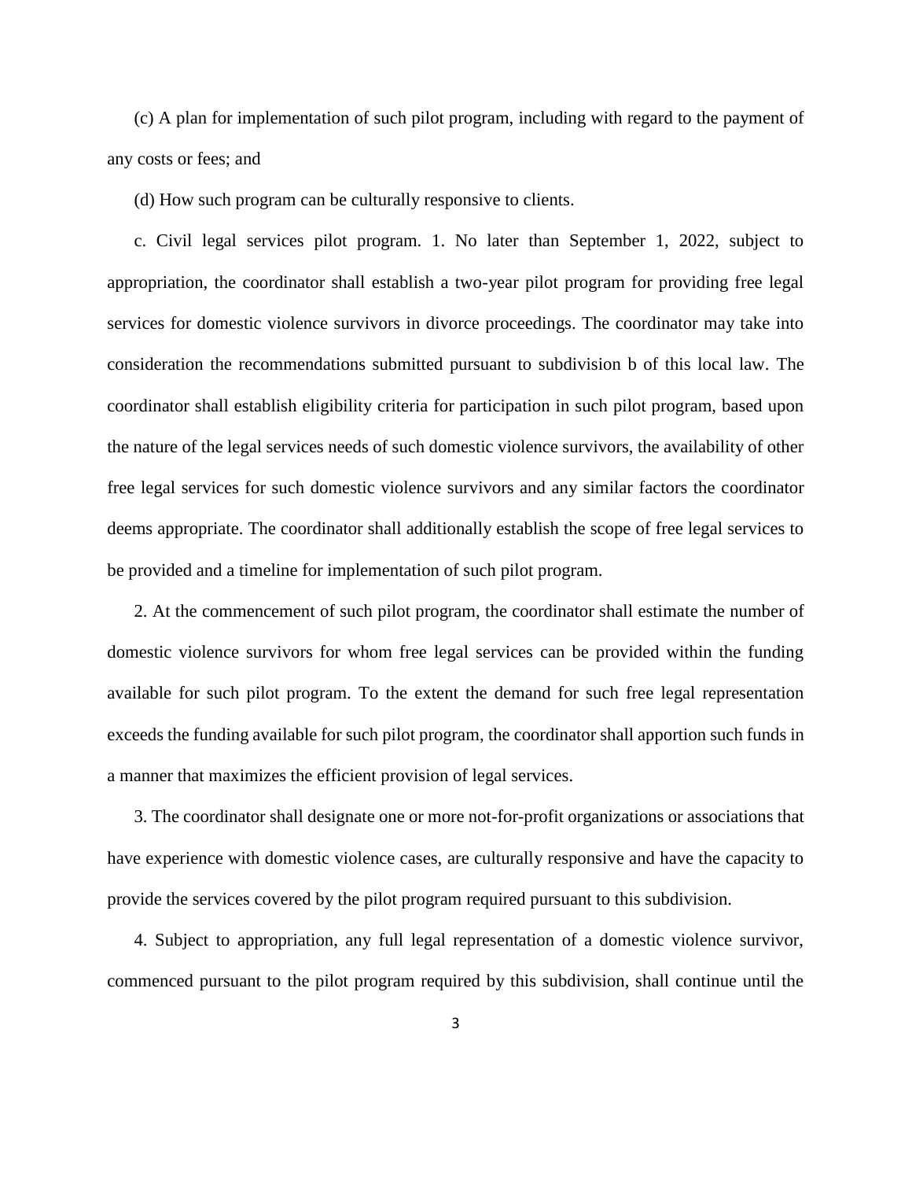(c) A plan for implementation of such pilot program, including with regard to the payment of any costs or fees; and

(d) How such program can be culturally responsive to clients.

c. Civil legal services pilot program. 1. No later than September 1, 2022, subject to appropriation, the coordinator shall establish a two-year pilot program for providing free legal services for domestic violence survivors in divorce proceedings. The coordinator may take into consideration the recommendations submitted pursuant to subdivision b of this local law. The coordinator shall establish eligibility criteria for participation in such pilot program, based upon the nature of the legal services needs of such domestic violence survivors, the availability of other free legal services for such domestic violence survivors and any similar factors the coordinator deems appropriate. The coordinator shall additionally establish the scope of free legal services to be provided and a timeline for implementation of such pilot program.

2. At the commencement of such pilot program, the coordinator shall estimate the number of domestic violence survivors for whom free legal services can be provided within the funding available for such pilot program. To the extent the demand for such free legal representation exceeds the funding available for such pilot program, the coordinator shall apportion such funds in a manner that maximizes the efficient provision of legal services.

3. The coordinator shall designate one or more not-for-profit organizations or associations that have experience with domestic violence cases, are culturally responsive and have the capacity to provide the services covered by the pilot program required pursuant to this subdivision.

4. Subject to appropriation, any full legal representation of a domestic violence survivor, commenced pursuant to the pilot program required by this subdivision, shall continue until the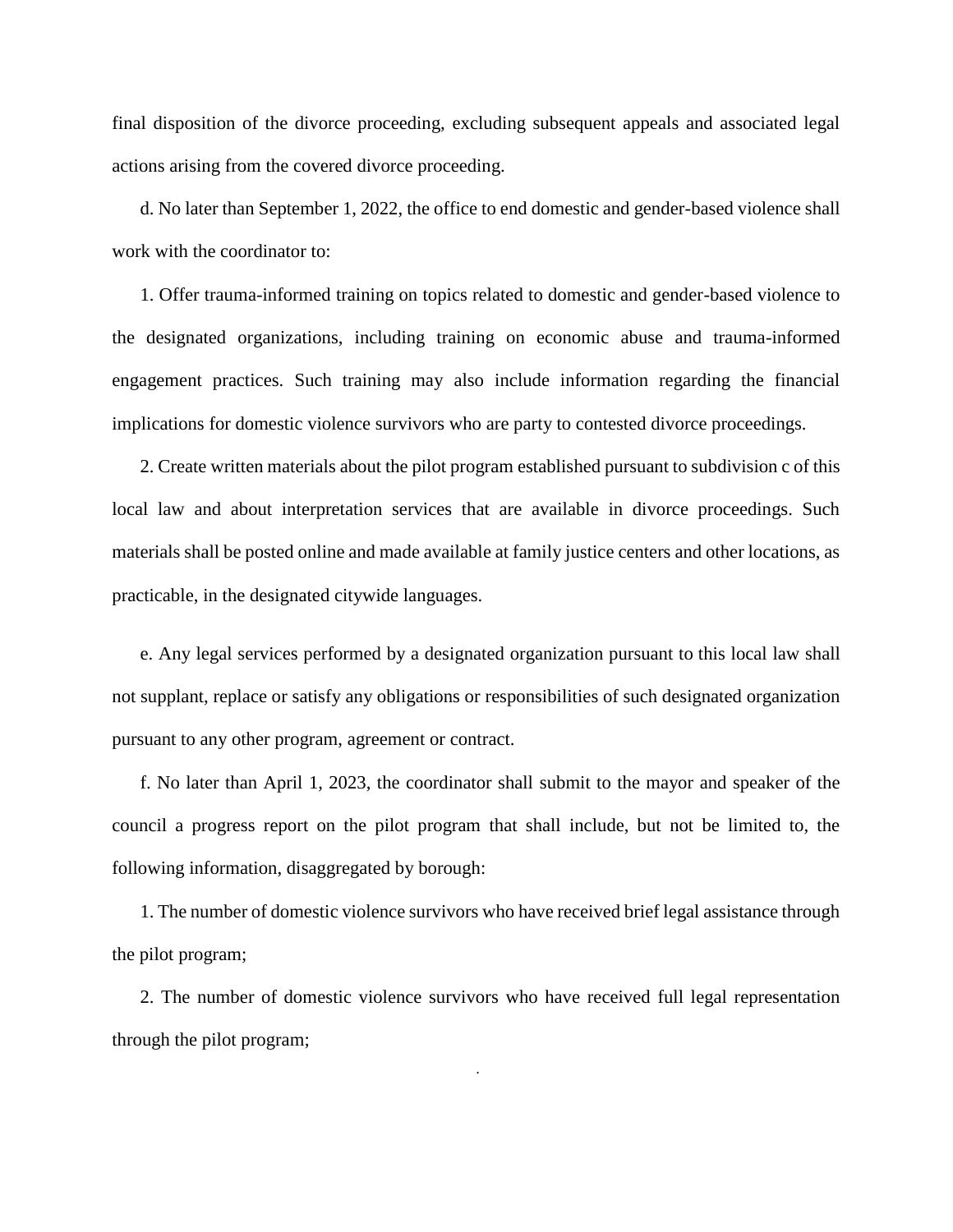final disposition of the divorce proceeding, excluding subsequent appeals and associated legal actions arising from the covered divorce proceeding.

d. No later than September 1, 2022, the office to end domestic and gender-based violence shall work with the coordinator to:

1. Offer trauma-informed training on topics related to domestic and gender-based violence to the designated organizations, including training on economic abuse and trauma-informed engagement practices. Such training may also include information regarding the financial implications for domestic violence survivors who are party to contested divorce proceedings.

2. Create written materials about the pilot program established pursuant to subdivision c of this local law and about interpretation services that are available in divorce proceedings. Such materials shall be posted online and made available at family justice centers and other locations, as practicable, in the designated citywide languages.

e. Any legal services performed by a designated organization pursuant to this local law shall not supplant, replace or satisfy any obligations or responsibilities of such designated organization pursuant to any other program, agreement or contract.

f. No later than April 1, 2023, the coordinator shall submit to the mayor and speaker of the council a progress report on the pilot program that shall include, but not be limited to, the following information, disaggregated by borough:

1. The number of domestic violence survivors who have received brief legal assistance through the pilot program;

2. The number of domestic violence survivors who have received full legal representation through the pilot program;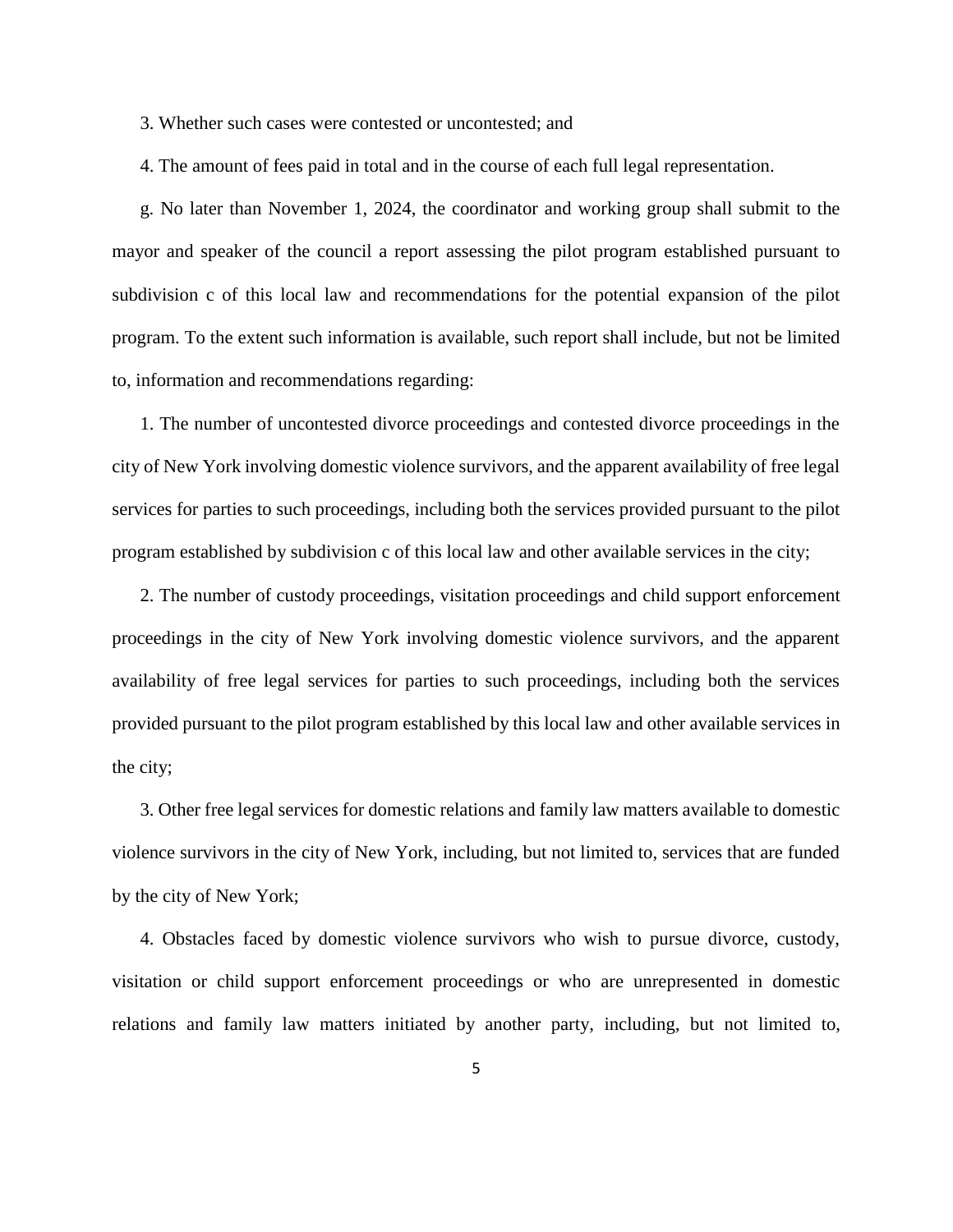3. Whether such cases were contested or uncontested; and

4. The amount of fees paid in total and in the course of each full legal representation.

g. No later than November 1, 2024, the coordinator and working group shall submit to the mayor and speaker of the council a report assessing the pilot program established pursuant to subdivision c of this local law and recommendations for the potential expansion of the pilot program. To the extent such information is available, such report shall include, but not be limited to, information and recommendations regarding:

1. The number of uncontested divorce proceedings and contested divorce proceedings in the city of New York involving domestic violence survivors, and the apparent availability of free legal services for parties to such proceedings, including both the services provided pursuant to the pilot program established by subdivision c of this local law and other available services in the city;

2. The number of custody proceedings, visitation proceedings and child support enforcement proceedings in the city of New York involving domestic violence survivors, and the apparent availability of free legal services for parties to such proceedings, including both the services provided pursuant to the pilot program established by this local law and other available services in the city;

3. Other free legal services for domestic relations and family law matters available to domestic violence survivors in the city of New York, including, but not limited to, services that are funded by the city of New York;

4. Obstacles faced by domestic violence survivors who wish to pursue divorce, custody, visitation or child support enforcement proceedings or who are unrepresented in domestic relations and family law matters initiated by another party, including, but not limited to,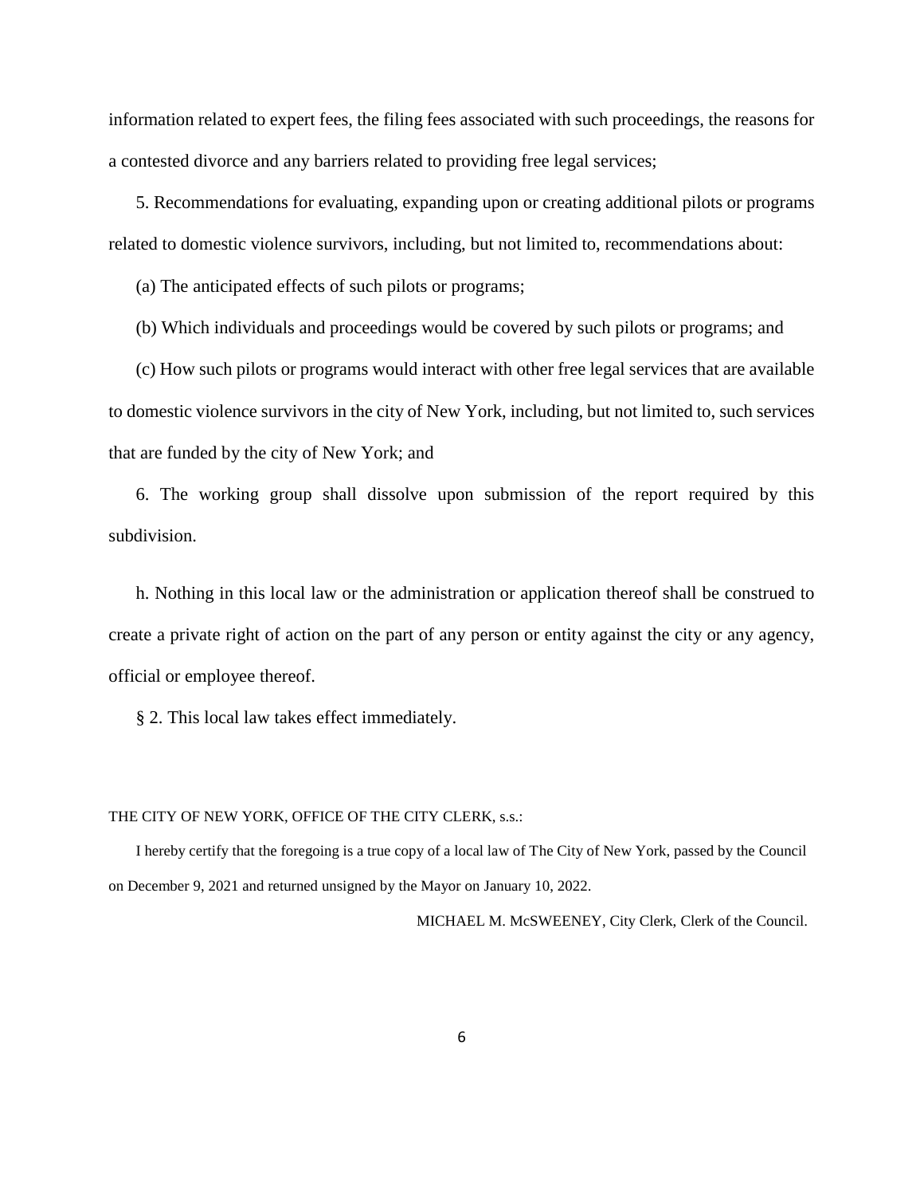information related to expert fees, the filing fees associated with such proceedings, the reasons for a contested divorce and any barriers related to providing free legal services;

5. Recommendations for evaluating, expanding upon or creating additional pilots or programs related to domestic violence survivors, including, but not limited to, recommendations about:

(a) The anticipated effects of such pilots or programs;

(b) Which individuals and proceedings would be covered by such pilots or programs; and

(c) How such pilots or programs would interact with other free legal services that are available to domestic violence survivors in the city of New York, including, but not limited to, such services that are funded by the city of New York; and

6. The working group shall dissolve upon submission of the report required by this subdivision.

h. Nothing in this local law or the administration or application thereof shall be construed to create a private right of action on the part of any person or entity against the city or any agency, official or employee thereof.

§ 2. This local law takes effect immediately.

THE CITY OF NEW YORK, OFFICE OF THE CITY CLERK, s.s.:

I hereby certify that the foregoing is a true copy of a local law of The City of New York, passed by the Council on December 9, 2021 and returned unsigned by the Mayor on January 10, 2022.

MICHAEL M. McSWEENEY, City Clerk, Clerk of the Council.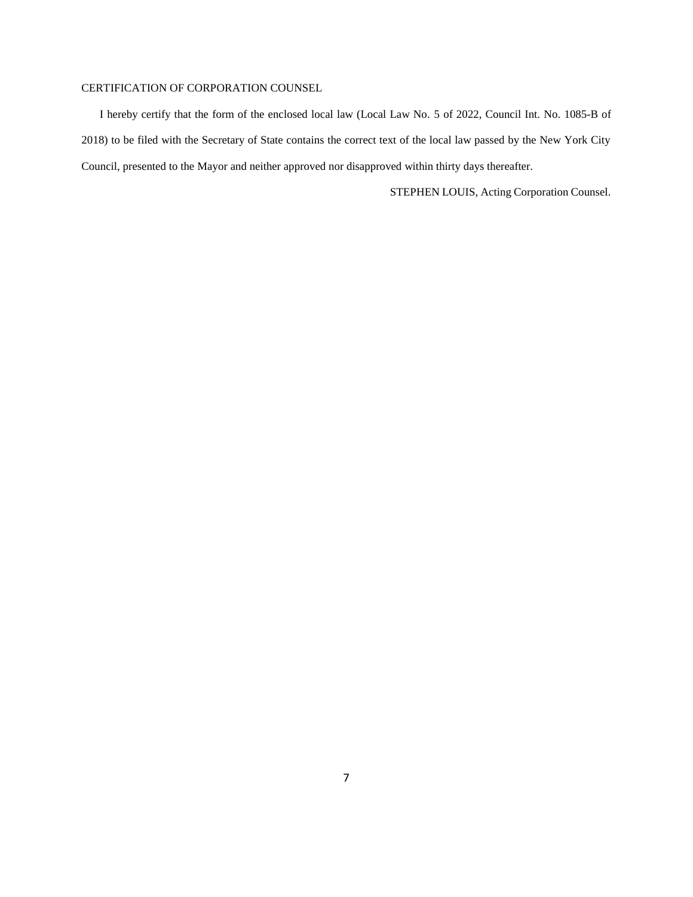CERTIFICATION OF CORPORATION COUNSEL

I hereby certify that the form of the enclosed local law (Local Law No. 5 of 2022, Council Int. No. 1085-B of 2018) to be filed with the Secretary of State contains the correct text of the local law passed by the New York City Council, presented to the Mayor and neither approved nor disapproved within thirty days thereafter.

STEPHEN LOUIS, Acting Corporation Counsel.